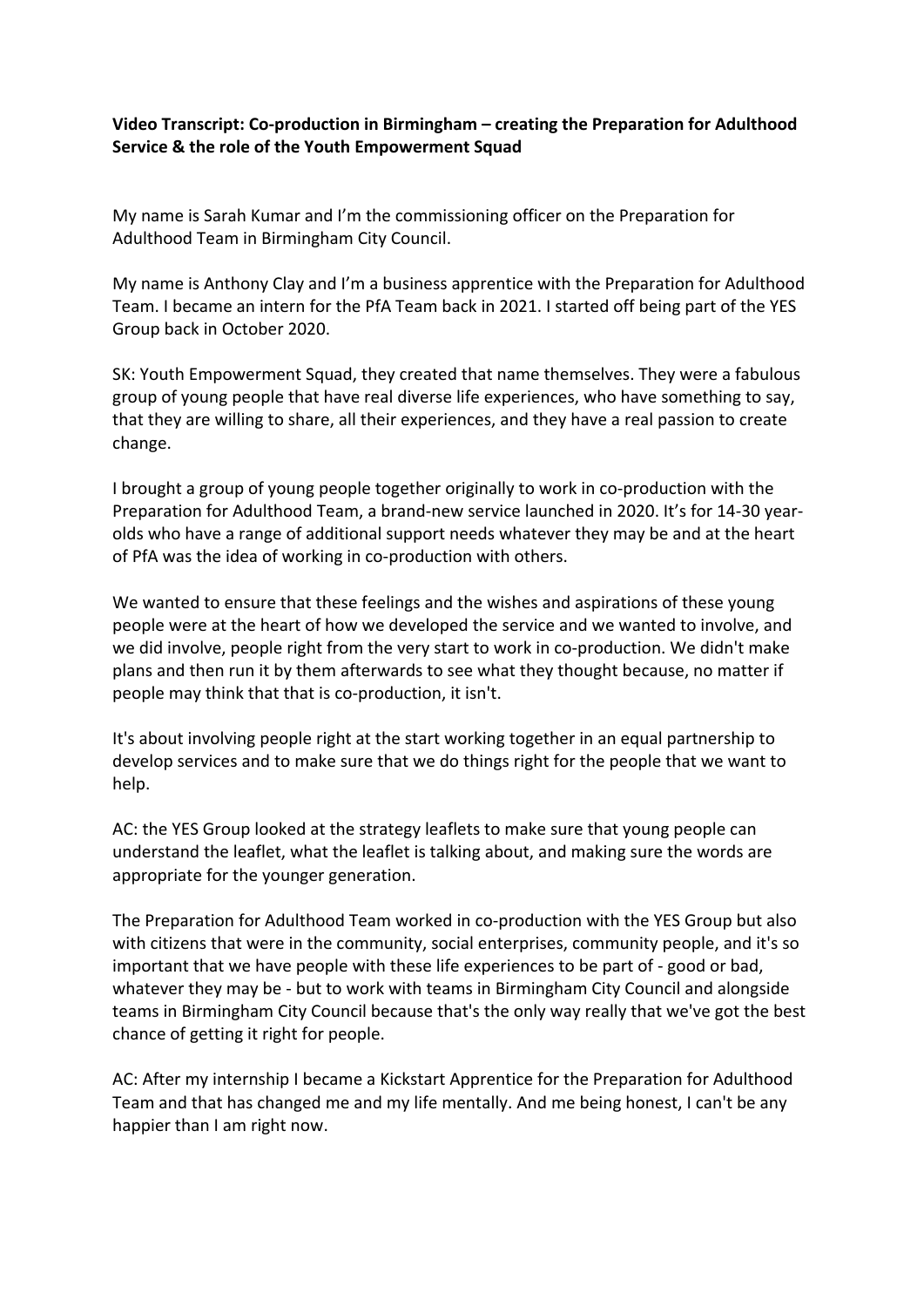**Video Transcript: Co-production in Birmingham – creating the Preparation for Adulthood Service & the role of the Youth Empowerment Squad**

My name is Sarah Kumar and I'm the commissioning officer on the Preparation for Adulthood Team in Birmingham City Council.

My name is Anthony Clay and I'm a business apprentice with the Preparation for Adulthood Team. I became an intern for the PfA Team back in 2021. I started off being part of the YES Group back in October 2020.

SK: Youth Empowerment Squad, they created that name themselves. They were a fabulous group of young people that have real diverse life experiences, who have something to say, that they are willing to share, all their experiences, and they have a real passion to create change.

I brought a group of young people together originally to work in co-production with the Preparation for Adulthood Team, a brand-new service launched in 2020. It's for 14-30 year-olds who have a range of additional support needs whatever they may be and at the heart of PfA was the idea of working in co-production with others.

We wanted to ensure that these feelings and the wishes and aspirations of these young people were at the heart of how we developed the service and we wanted to involve, and we did involve, people right from the very start to work in co-production. We didn't make plans and then run it by them afterwards to see what they thought because, no matter if people may think that that is co-production, it isn't.

It's about involving people right at the start working together in an equal partnership to develop services and to make sure that we do things right for the people that we want to help.

AC: the YES Group looked at the strategy leaflets to make sure that young people can understand the leaflet, what the leaflet is talking about, and making sure the words are appropriate for the younger generation.

The Preparation for Adulthood Team worked in co-production with the YES Group but also with citizens that were in the community, social enterprises, community people, and it's so important that we have people with these life experiences to be part of - good or bad, whatever they may be - but to work with teams in Birmingham City Council and alongside teams in Birmingham City Council because that's the only way really that we've got the best chance of getting it right for people.

AC: After my internship I became a Kickstart Apprentice for the Preparation for Adulthood Team and that has changed me and my life mentally. And me being honest, I can't be any happier than I am right now.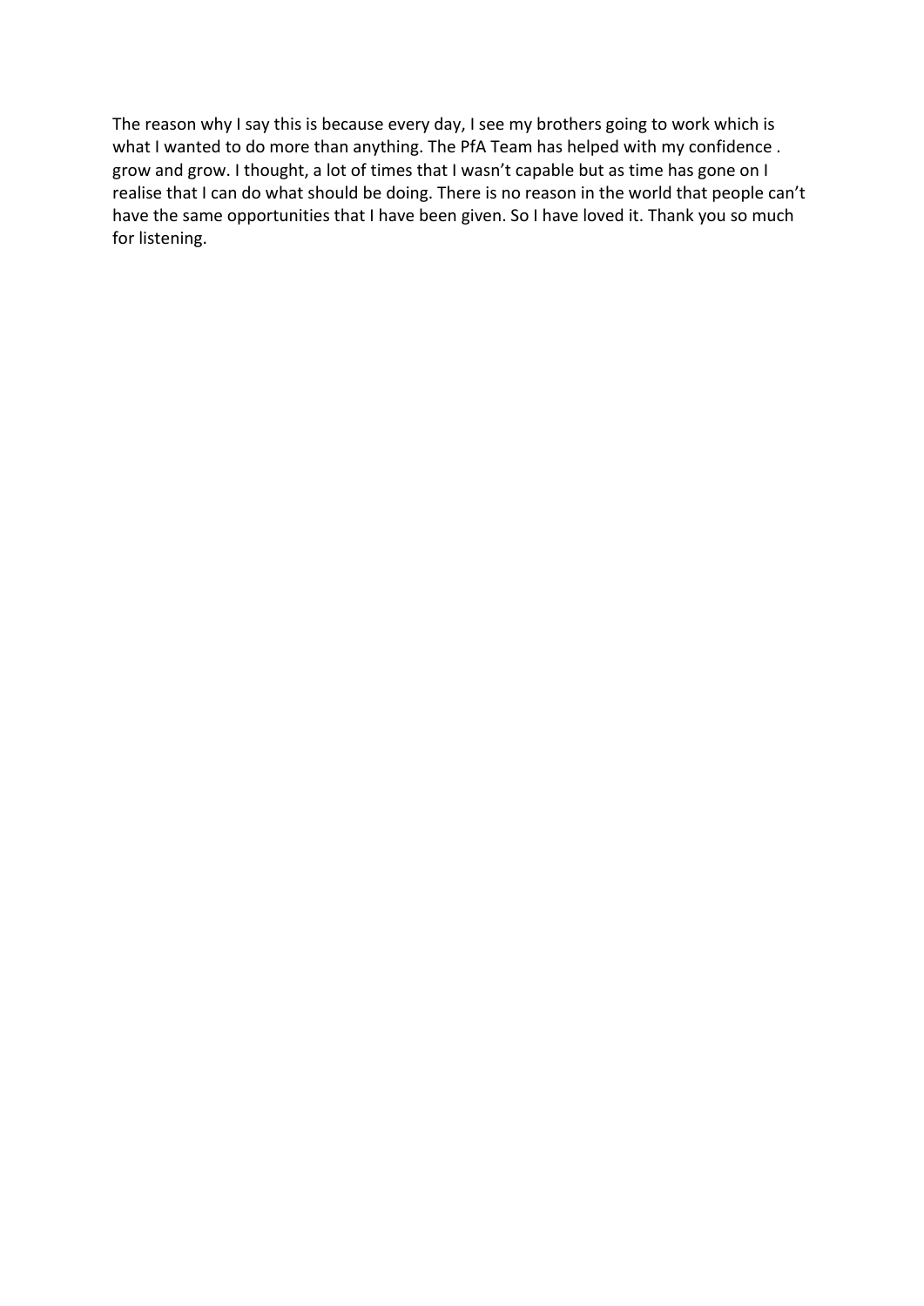The reason why I say this is because every day, I see my brothers going to work which is what I wanted to do more than anything. The PfA Team has helped with my confidence . grow and grow. I thought, a lot of times that I wasn't capable but as time has gone on I realise that I can do what should be doing. There is no reason in the world that people can't have the same opportunities that I have been given. So I have loved it. Thank you so much for listening.